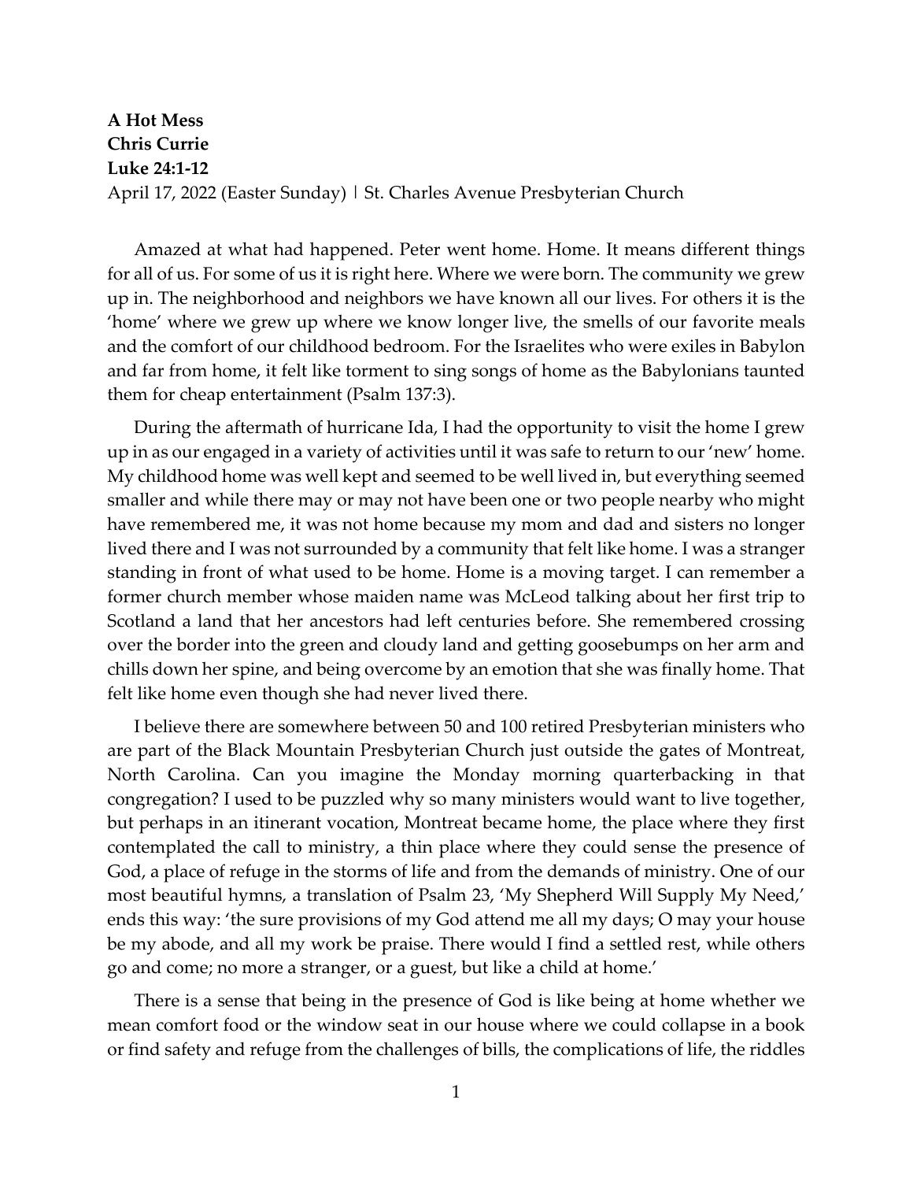**A Hot Mess**
**Chris Currie**
**Luke 24:1-12**
April 17, 2022 (Easter Sunday) | St. Charles Avenue Presbyterian Church

Amazed at what had happened. Peter went home. Home. It means different things for all of us. For some of us it is right here. Where we were born. The community we grew up in. The neighborhood and neighbors we have known all our lives. For others it is the 'home' where we grew up where we know longer live, the smells of our favorite meals and the comfort of our childhood bedroom. For the Israelites who were exiles in Babylon and far from home, it felt like torment to sing songs of home as the Babylonians taunted them for cheap entertainment (Psalm 137:3).

During the aftermath of hurricane Ida, I had the opportunity to visit the home I grew up in as our engaged in a variety of activities until it was safe to return to our 'new' home. My childhood home was well kept and seemed to be well lived in, but everything seemed smaller and while there may or may not have been one or two people nearby who might have remembered me, it was not home because my mom and dad and sisters no longer lived there and I was not surrounded by a community that felt like home. I was a stranger standing in front of what used to be home. Home is a moving target. I can remember a former church member whose maiden name was McLeod talking about her first trip to Scotland a land that her ancestors had left centuries before. She remembered crossing over the border into the green and cloudy land and getting goosebumps on her arm and chills down her spine, and being overcome by an emotion that she was finally home. That felt like home even though she had never lived there.

I believe there are somewhere between 50 and 100 retired Presbyterian ministers who are part of the Black Mountain Presbyterian Church just outside the gates of Montreat, North Carolina. Can you imagine the Monday morning quarterbacking in that congregation? I used to be puzzled why so many ministers would want to live together, but perhaps in an itinerant vocation, Montreat became home, the place where they first contemplated the call to ministry, a thin place where they could sense the presence of God, a place of refuge in the storms of life and from the demands of ministry. One of our most beautiful hymns, a translation of Psalm 23, 'My Shepherd Will Supply My Need,' ends this way: 'the sure provisions of my God attend me all my days; O may your house be my abode, and all my work be praise. There would I find a settled rest, while others go and come; no more a stranger, or a guest, but like a child at home.'

There is a sense that being in the presence of God is like being at home whether we mean comfort food or the window seat in our house where we could collapse in a book or find safety and refuge from the challenges of bills, the complications of life, the riddles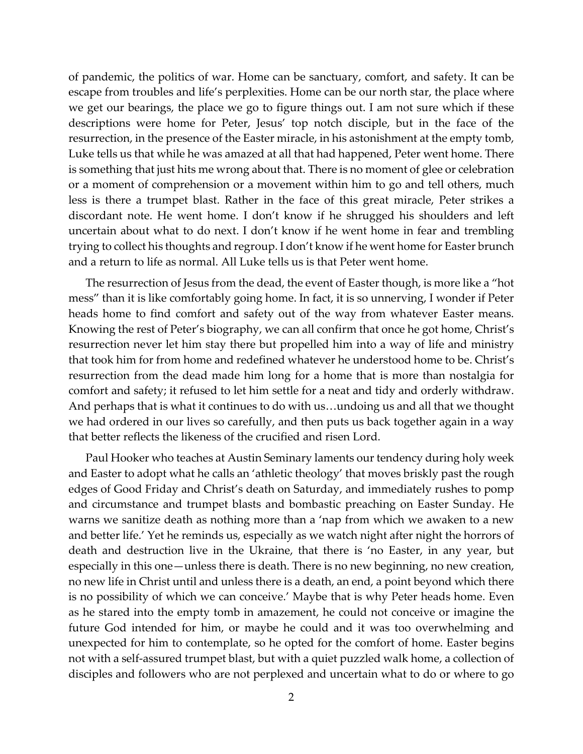of pandemic, the politics of war. Home can be sanctuary, comfort, and safety. It can be escape from troubles and life's perplexities. Home can be our north star, the place where we get our bearings, the place we go to figure things out. I am not sure which if these descriptions were home for Peter, Jesus' top notch disciple, but in the face of the resurrection, in the presence of the Easter miracle, in his astonishment at the empty tomb, Luke tells us that while he was amazed at all that had happened, Peter went home. There is something that just hits me wrong about that. There is no moment of glee or celebration or a moment of comprehension or a movement within him to go and tell others, much less is there a trumpet blast. Rather in the face of this great miracle, Peter strikes a discordant note. He went home. I don't know if he shrugged his shoulders and left uncertain about what to do next. I don't know if he went home in fear and trembling trying to collect his thoughts and regroup. I don't know if he went home for Easter brunch and a return to life as normal. All Luke tells us is that Peter went home.

The resurrection of Jesus from the dead, the event of Easter though, is more like a "hot mess" than it is like comfortably going home. In fact, it is so unnerving, I wonder if Peter heads home to find comfort and safety out of the way from whatever Easter means. Knowing the rest of Peter's biography, we can all confirm that once he got home, Christ's resurrection never let him stay there but propelled him into a way of life and ministry that took him for from home and redefined whatever he understood home to be. Christ's resurrection from the dead made him long for a home that is more than nostalgia for comfort and safety; it refused to let him settle for a neat and tidy and orderly withdraw. And perhaps that is what it continues to do with us…undoing us and all that we thought we had ordered in our lives so carefully, and then puts us back together again in a way that better reflects the likeness of the crucified and risen Lord.

Paul Hooker who teaches at Austin Seminary laments our tendency during holy week and Easter to adopt what he calls an 'athletic theology' that moves briskly past the rough edges of Good Friday and Christ's death on Saturday, and immediately rushes to pomp and circumstance and trumpet blasts and bombastic preaching on Easter Sunday. He warns we sanitize death as nothing more than a 'nap from which we awaken to a new and better life.' Yet he reminds us, especially as we watch night after night the horrors of death and destruction live in the Ukraine, that there is 'no Easter, in any year, but especially in this one—unless there is death. There is no new beginning, no new creation, no new life in Christ until and unless there is a death, an end, a point beyond which there is no possibility of which we can conceive.' Maybe that is why Peter heads home. Even as he stared into the empty tomb in amazement, he could not conceive or imagine the future God intended for him, or maybe he could and it was too overwhelming and unexpected for him to contemplate, so he opted for the comfort of home. Easter begins not with a self-assured trumpet blast, but with a quiet puzzled walk home, a collection of disciples and followers who are not perplexed and uncertain what to do or where to go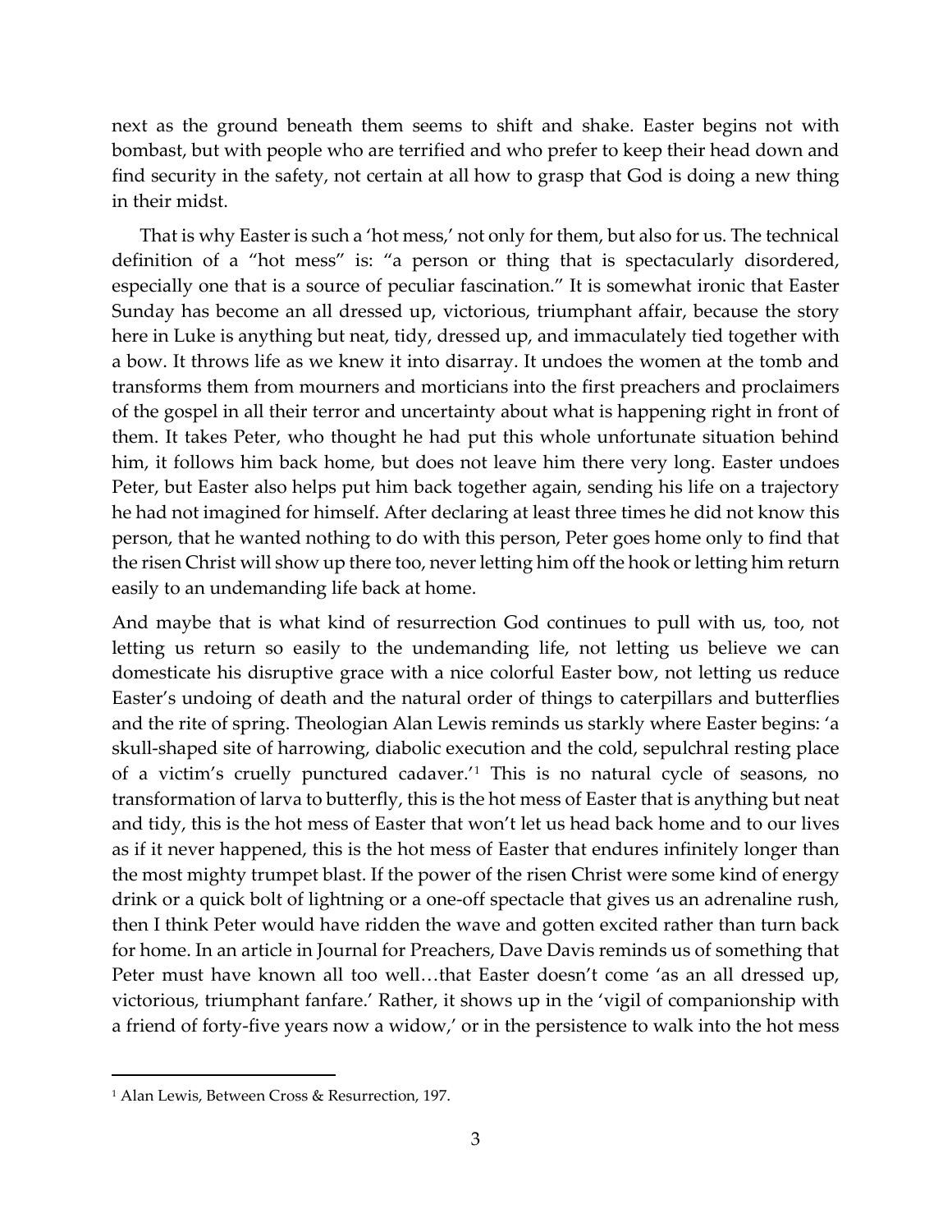next as the ground beneath them seems to shift and shake. Easter begins not with bombast, but with people who are terrified and who prefer to keep their head down and find security in the safety, not certain at all how to grasp that God is doing a new thing in their midst.

That is why Easter is such a 'hot mess,' not only for them, but also for us. The technical definition of a "hot mess" is: "a person or thing that is spectacularly disordered, especially one that is a source of peculiar fascination." It is somewhat ironic that Easter Sunday has become an all dressed up, victorious, triumphant affair, because the story here in Luke is anything but neat, tidy, dressed up, and immaculately tied together with a bow. It throws life as we knew it into disarray. It undoes the women at the tomb and transforms them from mourners and morticians into the first preachers and proclaimers of the gospel in all their terror and uncertainty about what is happening right in front of them. It takes Peter, who thought he had put this whole unfortunate situation behind him, it follows him back home, but does not leave him there very long. Easter undoes Peter, but Easter also helps put him back together again, sending his life on a trajectory he had not imagined for himself. After declaring at least three times he did not know this person, that he wanted nothing to do with this person, Peter goes home only to find that the risen Christ will show up there too, never letting him off the hook or letting him return easily to an undemanding life back at home.

And maybe that is what kind of resurrection God continues to pull with us, too, not letting us return so easily to the undemanding life, not letting us believe we can domesticate his disruptive grace with a nice colorful Easter bow, not letting us reduce Easter's undoing of death and the natural order of things to caterpillars and butterflies and the rite of spring. Theologian Alan Lewis reminds us starkly where Easter begins: 'a skull-shaped site of harrowing, diabolic execution and the cold, sepulchral resting place of a victim's cruelly punctured cadaver.'[1] This is no natural cycle of seasons, no transformation of larva to butterfly, this is the hot mess of Easter that is anything but neat and tidy, this is the hot mess of Easter that won't let us head back home and to our lives as if it never happened, this is the hot mess of Easter that endures infinitely longer than the most mighty trumpet blast. If the power of the risen Christ were some kind of energy drink or a quick bolt of lightning or a one-off spectacle that gives us an adrenaline rush, then I think Peter would have ridden the wave and gotten excited rather than turn back for home. In an article in Journal for Preachers, Dave Davis reminds us of something that Peter must have known all too well…that Easter doesn't come 'as an all dressed up, victorious, triumphant fanfare.' Rather, it shows up in the 'vigil of companionship with a friend of forty-five years now a widow,' or in the persistence to walk into the hot mess

---

[1] Alan Lewis, Between Cross & Resurrection, 197.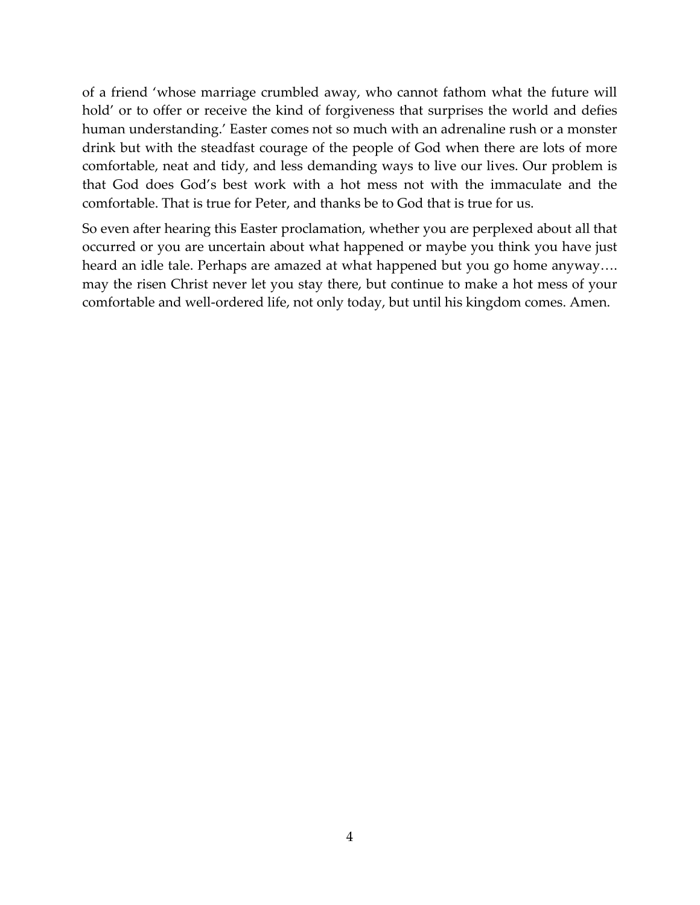of a friend 'whose marriage crumbled away, who cannot fathom what the future will hold' or to offer or receive the kind of forgiveness that surprises the world and defies human understanding.' Easter comes not so much with an adrenaline rush or a monster drink but with the steadfast courage of the people of God when there are lots of more comfortable, neat and tidy, and less demanding ways to live our lives. Our problem is that God does God's best work with a hot mess not with the immaculate and the comfortable. That is true for Peter, and thanks be to God that is true for us.

So even after hearing this Easter proclamation, whether you are perplexed about all that occurred or you are uncertain about what happened or maybe you think you have just heard an idle tale. Perhaps are amazed at what happened but you go home anyway…. may the risen Christ never let you stay there, but continue to make a hot mess of your comfortable and well-ordered life, not only today, but until his kingdom comes. Amen.